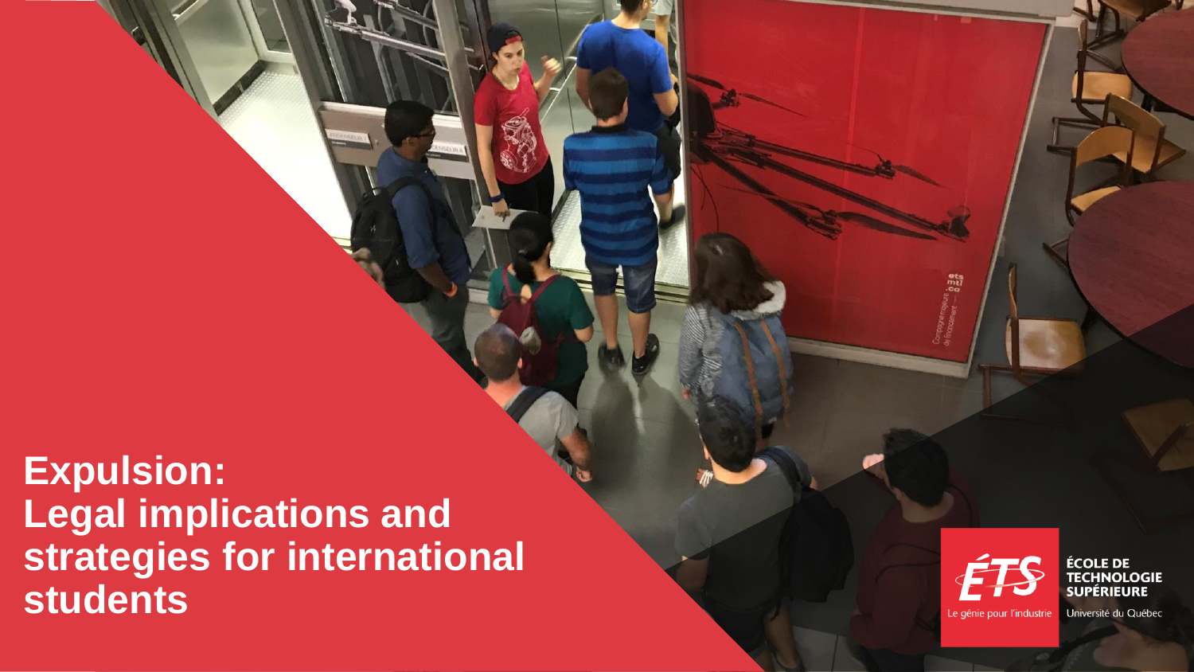# Expulsion: Legal implications and strategies for international students

ÉCOLE DE TECHNOLOGIE SUPÉRIEURE

Le génie pour l'industrie

Université du Québec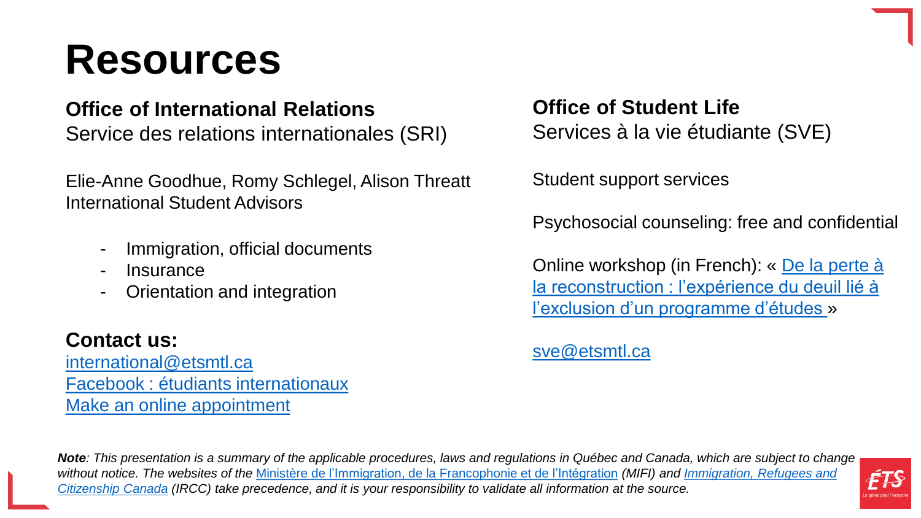# Resources

### Office of International Relations

Service des relations internationales (SRI)

Elie-Anne Goodhue, Romy Schlegel, Alison Threatt
International Student Advisors

- Immigration, official documents
- Insurance
- Orientation and integration

**Contact us:**
international@etsmtl.ca
Facebook : étudiants internationaux
Make an online appointment

### Office of Student Life

Services à la vie étudiante (SVE)

Student support services

Psychosocial counseling: free and confidential

Online workshop (in French): « De la perte à la reconstruction : l'expérience du deuil lié à l'exclusion d'un programme d'études »

sve@etsmtl.ca

***Note**: This presentation is a summary of the applicable procedures, laws and regulations in Québec and Canada, which are subject to change without notice. The websites of the Ministère de l'Immigration, de la Francophonie et de l'Intégration (MIFI) and Immigration, Refugees and Citizenship Canada (IRCC) take precedence, and it is your responsibility to validate all information at the source.*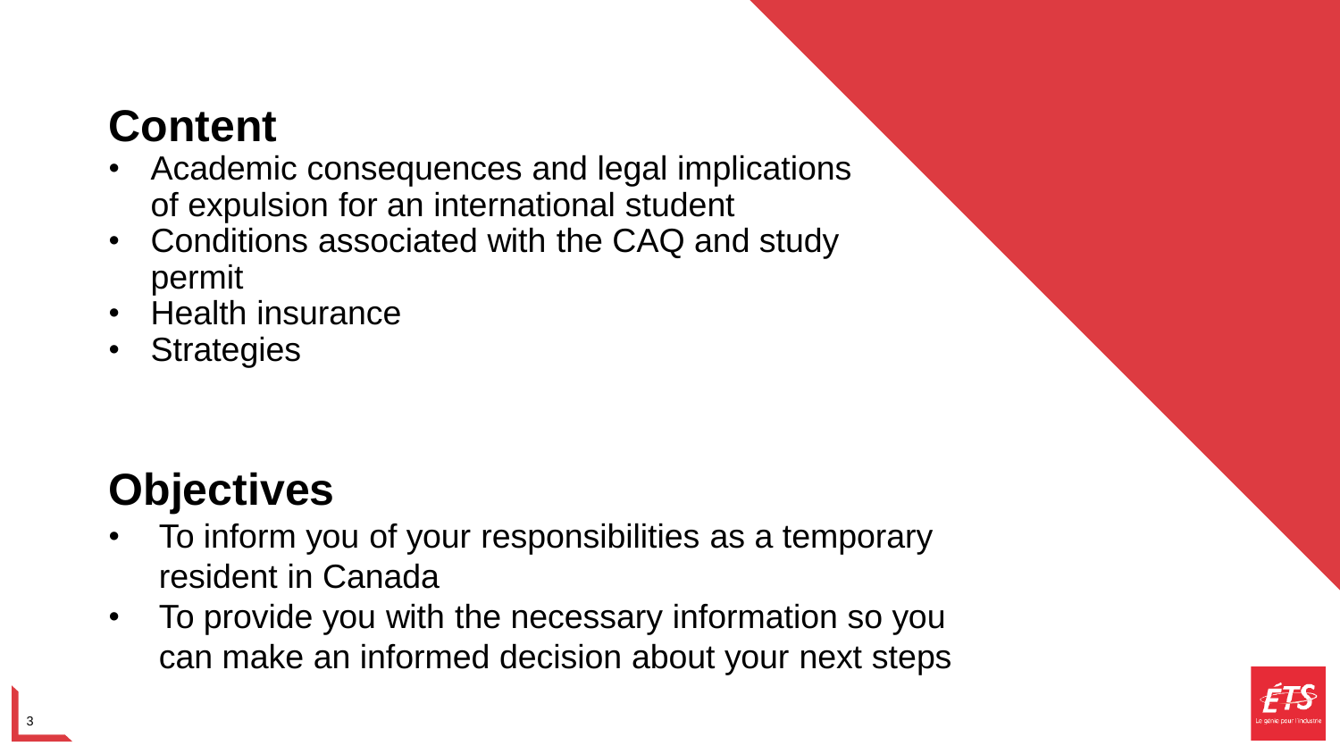## Content

- Academic consequences and legal implications of expulsion for an international student
- Conditions associated with the CAQ and study permit
- Health insurance
- Strategies

## Objectives

- To inform you of your responsibilities as a temporary resident in Canada
- To provide you with the necessary information so you can make an informed decision about your next steps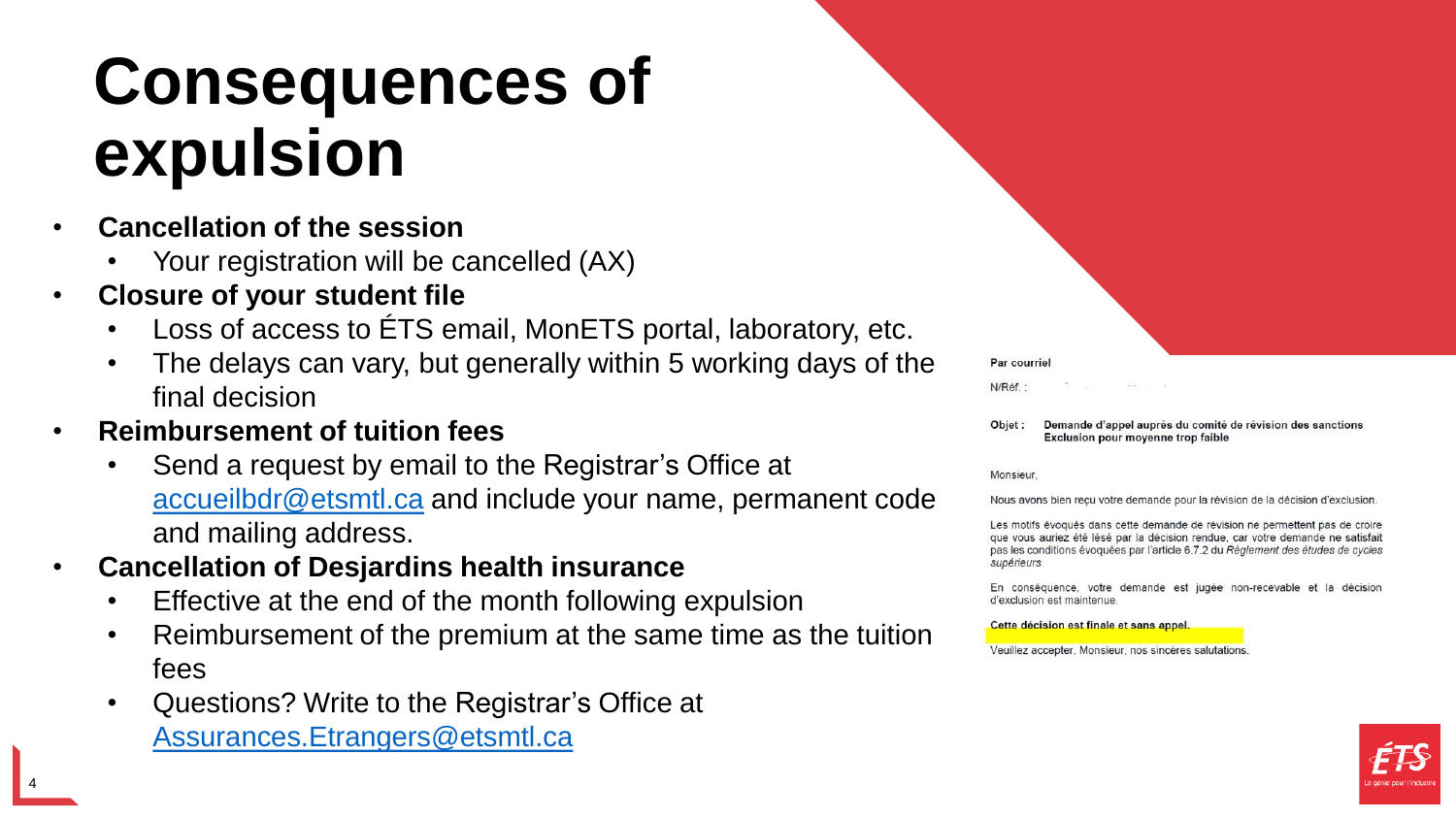# Consequences of expulsion

- **Cancellation of the session**
  - Your registration will be cancelled (AX)
- **Closure of your student file**
  - Loss of access to ÉTS email, MonETS portal, laboratory, etc.
  - The delays can vary, but generally within 5 working days of the final decision
- **Reimbursement of tuition fees**
  - Send a request by email to the Registrar's Office at accueilbdr@etsmtl.ca and include your name, permanent code and mailing address.
- **Cancellation of Desjardins health insurance**
  - Effective at the end of the month following expulsion
  - Reimbursement of the premium at the same time as the tuition fees
  - Questions? Write to the Registrar's Office at Assurances.Etrangers@etsmtl.ca

**Par courriel**

N/Réf. :

**Objet : Demande d'appel auprès du comité de révision des sanctions Exclusion pour moyenne trop faible**

Monsieur,

Nous avons bien reçu votre demande pour la révision de la décision d'exclusion.

Les motifs évoqués dans cette demande de révision ne permettent pas de croire que vous auriez été lésé par la décision rendue, car votre demande ne satisfait pas les conditions évoquées par l'article 6.7.2 du *Règlement des études de cycles supérieurs*.

En conséquence, votre demande est jugée non-recevable et la décision d'exclusion est maintenue.

**Cette décision est finale et sans appel.**

Veuillez accepter, Monsieur, nos sincères salutations.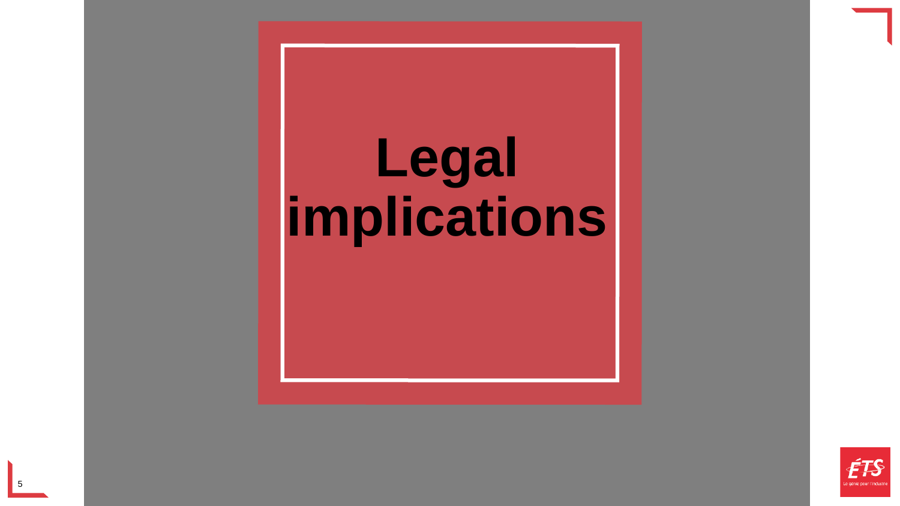# Legal implications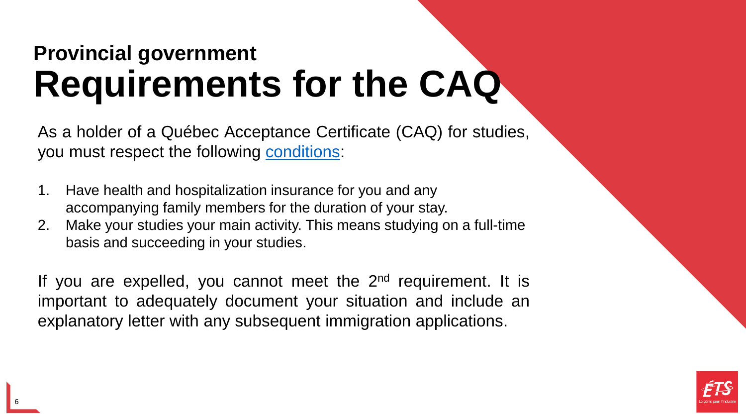## Provincial government

# Requirements for the CAQ

As a holder of a Québec Acceptance Certificate (CAQ) for studies, you must respect the following conditions:

1. Have health and hospitalization insurance for you and any accompanying family members for the duration of your stay.
2. Make your studies your main activity. This means studying on a full-time basis and succeeding in your studies.

If you are expelled, you cannot meet the 2nd requirement. It is important to adequately document your situation and include an explanatory letter with any subsequent immigration applications.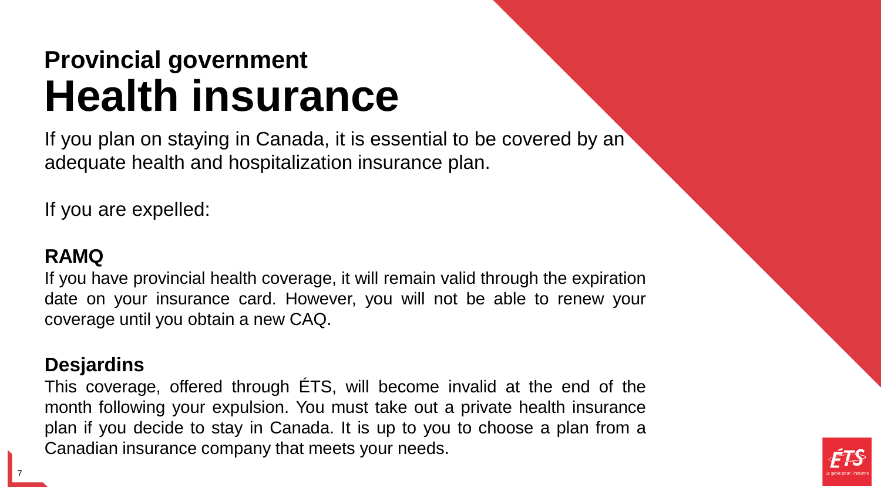## Provincial government

# Health insurance

If you plan on staying in Canada, it is essential to be covered by an adequate health and hospitalization insurance plan.

If you are expelled:

### RAMQ

If you have provincial health coverage, it will remain valid through the expiration date on your insurance card. However, you will not be able to renew your coverage until you obtain a new CAQ.

### Desjardins

This coverage, offered through ÉTS, will become invalid at the end of the month following your expulsion. You must take out a private health insurance plan if you decide to stay in Canada. It is up to you to choose a plan from a Canadian insurance company that meets your needs.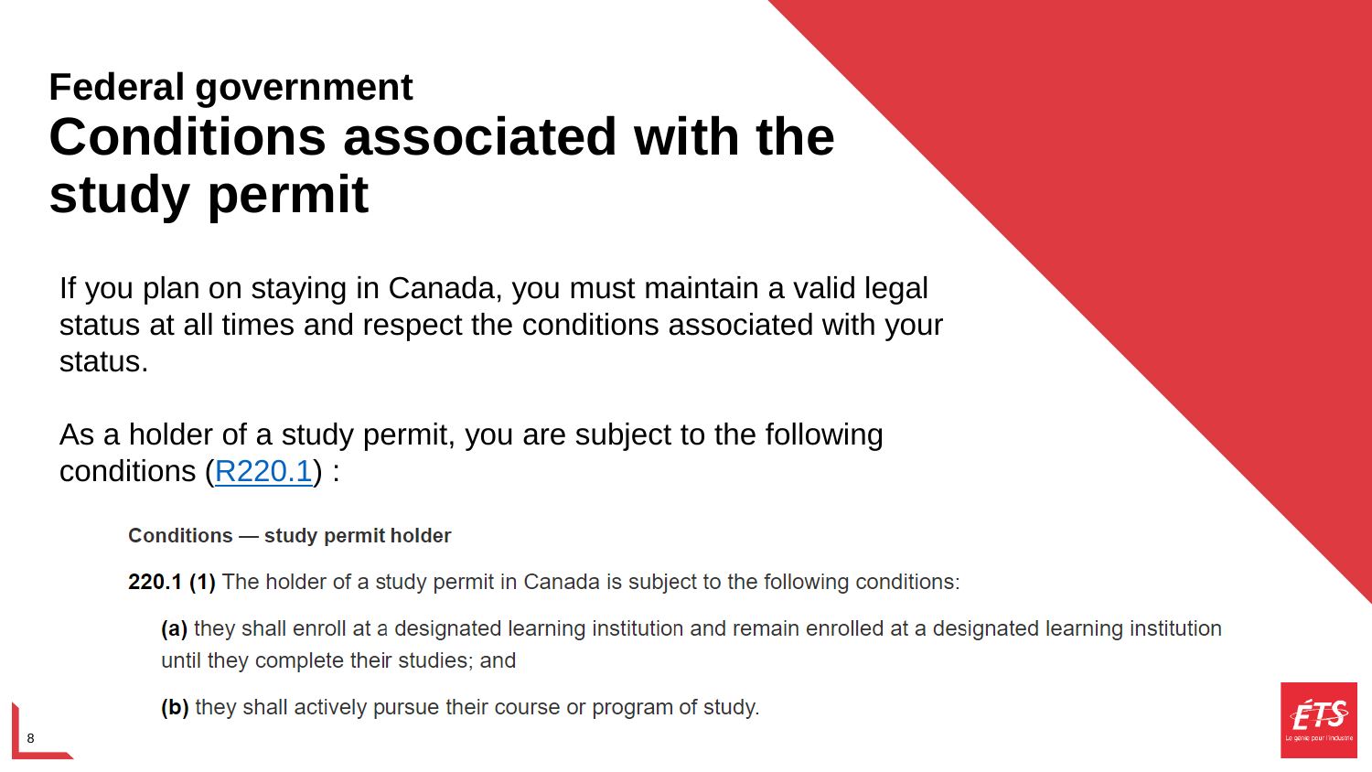## Federal government

# Conditions associated with the study permit

If you plan on staying in Canada, you must maintain a valid legal status at all times and respect the conditions associated with your status.

As a holder of a study permit, you are subject to the following conditions (R220.1) :

**Conditions — study permit holder**

**220.1 (1)** The holder of a study permit in Canada is subject to the following conditions:

**(a)** they shall enroll at a designated learning institution and remain enrolled at a designated learning institution until they complete their studies; and

**(b)** they shall actively pursue their course or program of study.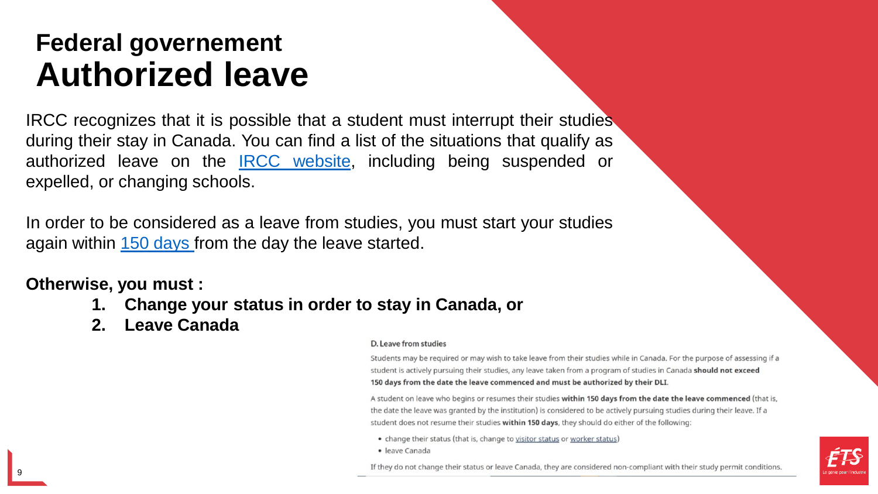# Federal governement
# Authorized leave

IRCC recognizes that it is possible that a student must interrupt their studies during their stay in Canada. You can find a list of the situations that qualify as authorized leave on the [IRCC website](), including being suspended or expelled, or changing schools.

In order to be considered as a leave from studies, you must start your studies again within [150 days]() from the day the leave started.

**Otherwise, you must :**

1. **Change your status in order to stay in Canada, or**
2. **Leave Canada**

D. Leave from studies

Students may be required or may wish to take leave from their studies while in Canada. For the purpose of assessing if a student is actively pursuing their studies, any leave taken from a program of studies in Canada **should not exceed 150 days from the date the leave commenced and must be authorized by their DLI.**

A student on leave who begins or resumes their studies **within 150 days from the date the leave commenced** (that is, the date the leave was granted by the institution) is considered to be actively pursuing studies during their leave. If a student does not resume their studies **within 150 days**, they should do either of the following:

- change their status (that is, change to visitor status or worker status)
- leave Canada

If they do not change their status or leave Canada, they are considered non-compliant with their study permit conditions.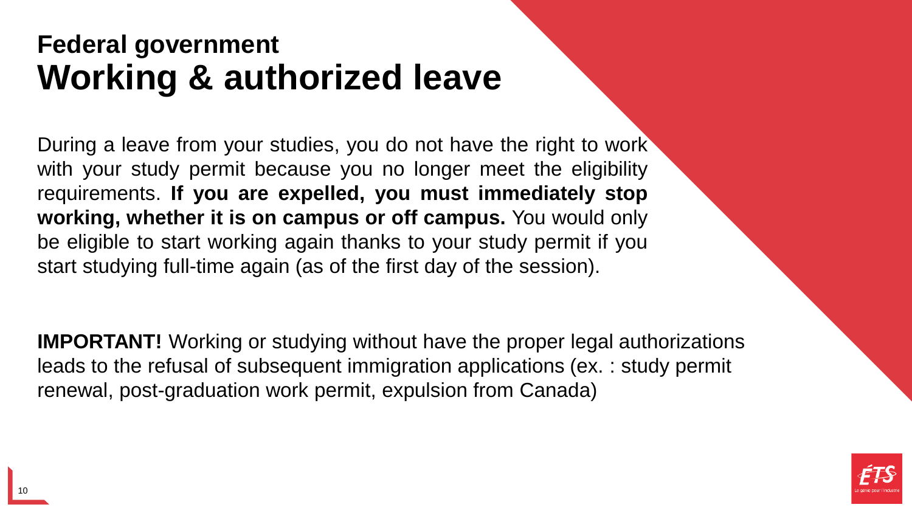## Federal government

# Working & authorized leave

During a leave from your studies, you do not have the right to work with your study permit because you no longer meet the eligibility requirements. **If you are expelled, you must immediately stop working, whether it is on campus or off campus.** You would only be eligible to start working again thanks to your study permit if you start studying full-time again (as of the first day of the session).

**IMPORTANT!** Working or studying without have the proper legal authorizations leads to the refusal of subsequent immigration applications (ex. : study permit renewal, post-graduation work permit, expulsion from Canada)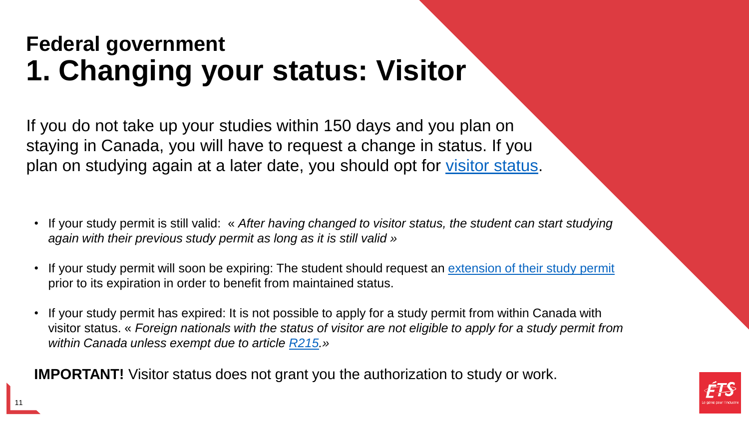## Federal government

# 1. Changing your status: Visitor

If you do not take up your studies within 150 days and you plan on staying in Canada, you will have to request a change in status. If you plan on studying again at a later date, you should opt for visitor status.

- If your study permit is still valid: « *After having changed to visitor status, the student can start studying again with their previous study permit as long as it is still valid* »
- If your study permit will soon be expiring: The student should request an extension of their study permit prior to its expiration in order to benefit from maintained status.
- If your study permit has expired: It is not possible to apply for a study permit from within Canada with visitor status. « *Foreign nationals with the status of visitor are not eligible to apply for a study permit from within Canada unless exempt due to article R215.* »

**IMPORTANT!** Visitor status does not grant you the authorization to study or work.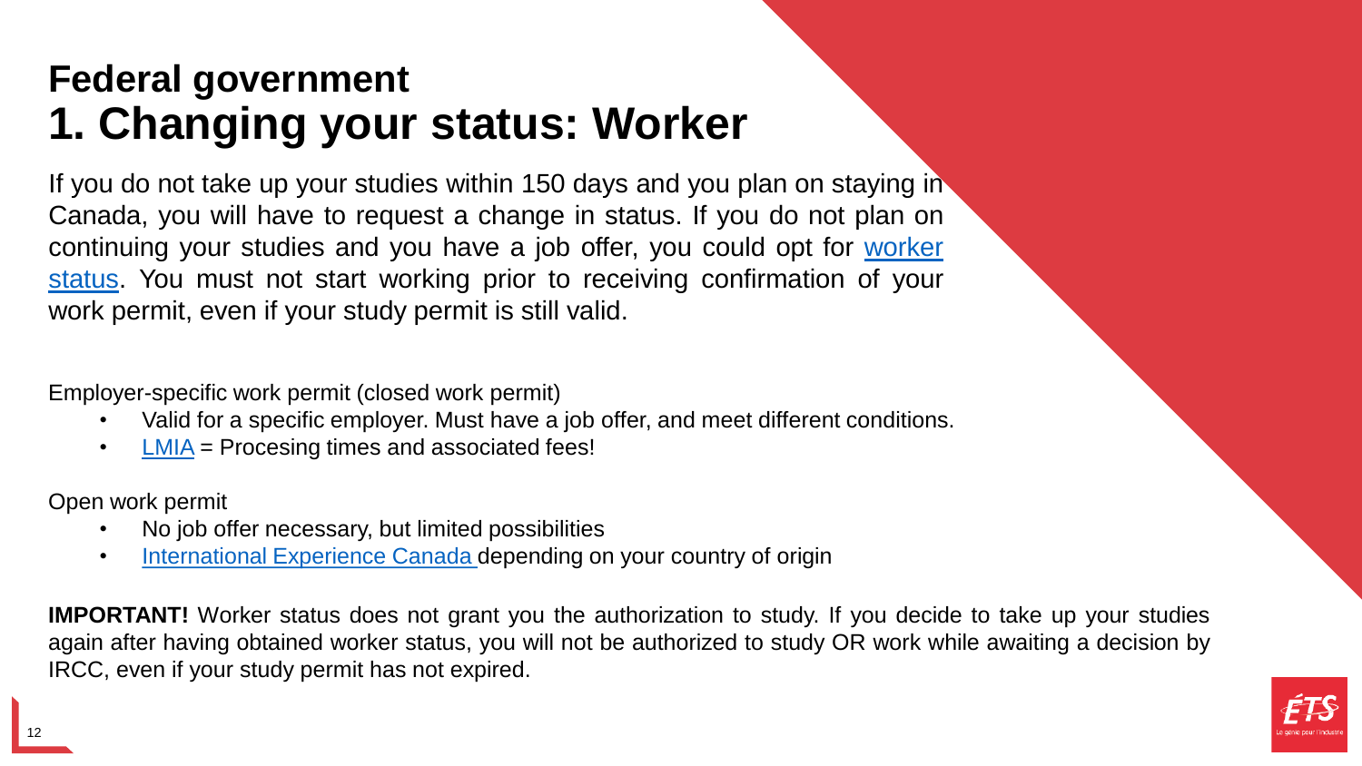## Federal government

# 1. Changing your status: Worker

If you do not take up your studies within 150 days and you plan on staying in Canada, you will have to request a change in status. If you do not plan on continuing your studies and you have a job offer, you could opt for worker status. You must not start working prior to receiving confirmation of your work permit, even if your study permit is still valid.

Employer-specific work permit (closed work permit)

- Valid for a specific employer. Must have a job offer, and meet different conditions.
- LMIA = Procesing times and associated fees!

Open work permit

- No job offer necessary, but limited possibilities
- International Experience Canada depending on your country of origin

**IMPORTANT!** Worker status does not grant you the authorization to study. If you decide to take up your studies again after having obtained worker status, you will not be authorized to study OR work while awaiting a decision by IRCC, even if your study permit has not expired.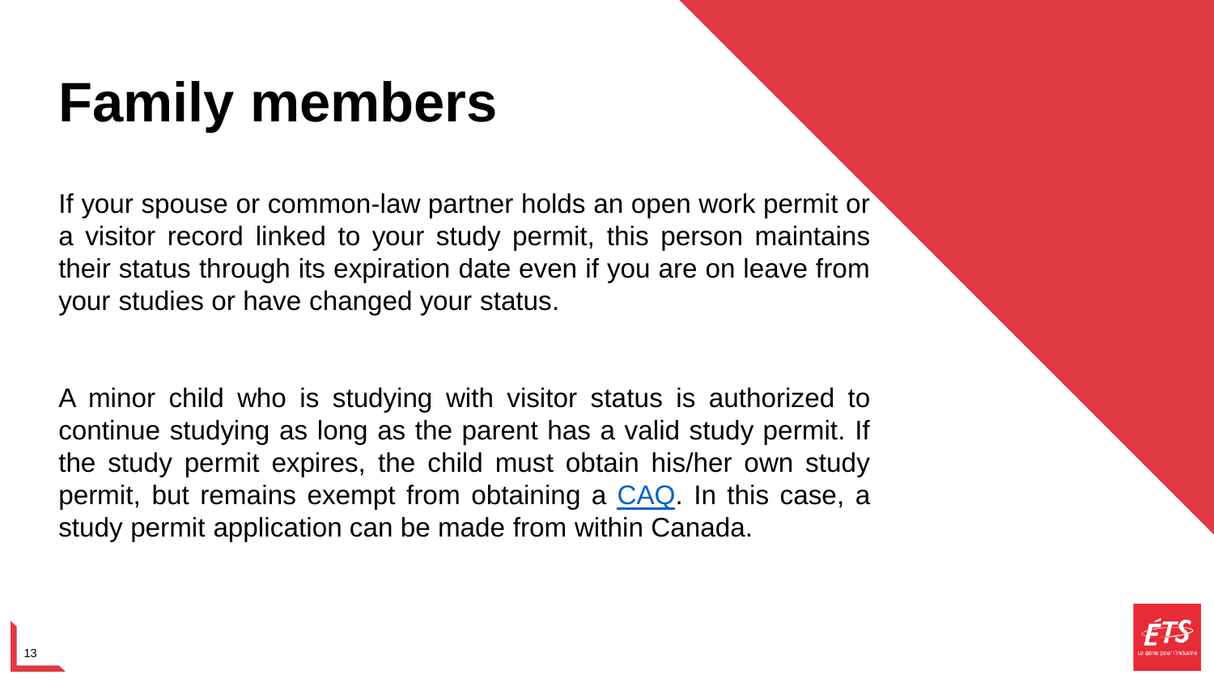# Family members

If your spouse or common-law partner holds an open work permit or a visitor record linked to your study permit, this person maintains their status through its expiration date even if you are on leave from your studies or have changed your status.

A minor child who is studying with visitor status is authorized to continue studying as long as the parent has a valid study permit. If the study permit expires, the child must obtain his/her own study permit, but remains exempt from obtaining a CAQ. In this case, a study permit application can be made from within Canada.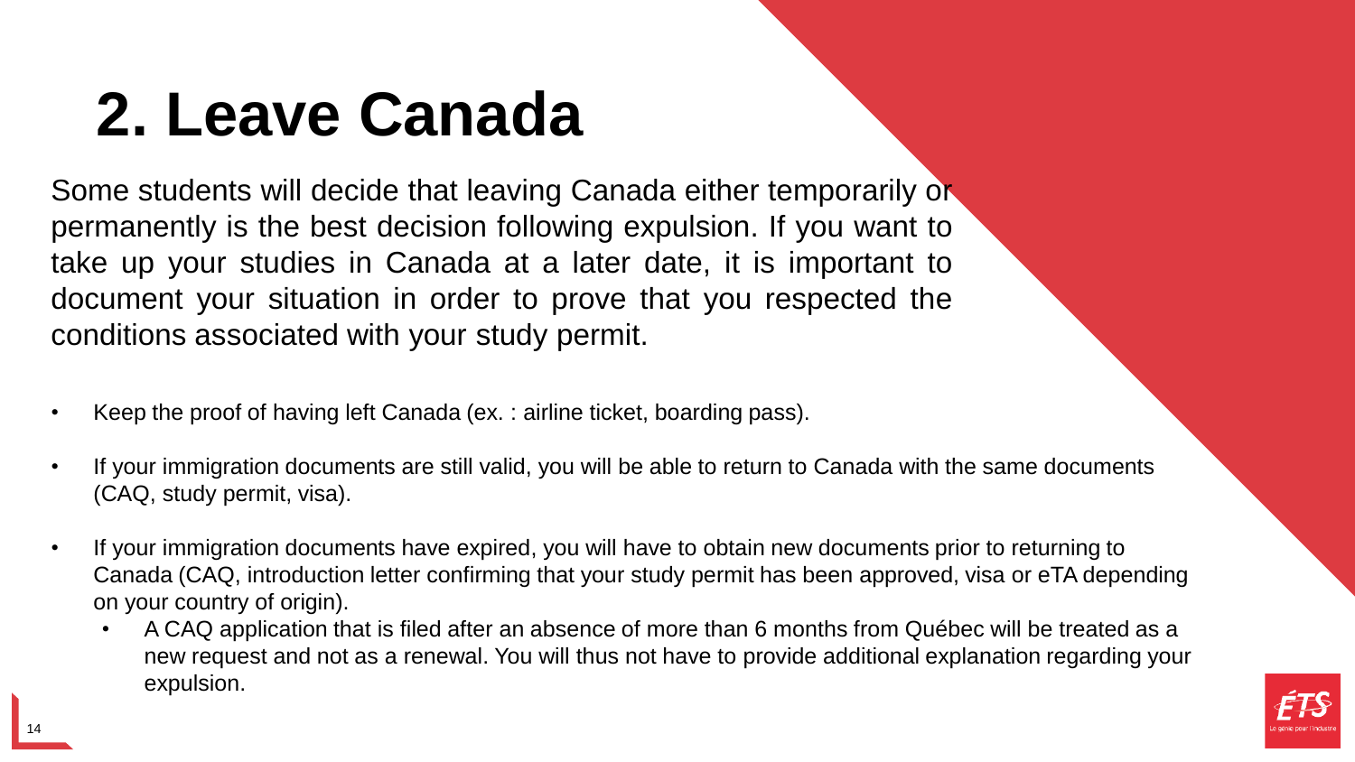# 2. Leave Canada

Some students will decide that leaving Canada either temporarily or permanently is the best decision following expulsion. If you want to take up your studies in Canada at a later date, it is important to document your situation in order to prove that you respected the conditions associated with your study permit.

- Keep the proof of having left Canada (ex. : airline ticket, boarding pass).
- If your immigration documents are still valid, you will be able to return to Canada with the same documents (CAQ, study permit, visa).
- If your immigration documents have expired, you will have to obtain new documents prior to returning to Canada (CAQ, introduction letter confirming that your study permit has been approved, visa or eTA depending on your country of origin).
  - A CAQ application that is filed after an absence of more than 6 months from Québec will be treated as a new request and not as a renewal. You will thus not have to provide additional explanation regarding your expulsion.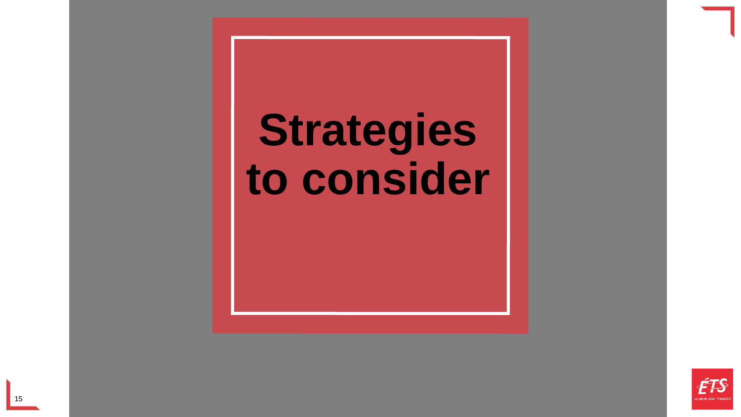# Strategies to consider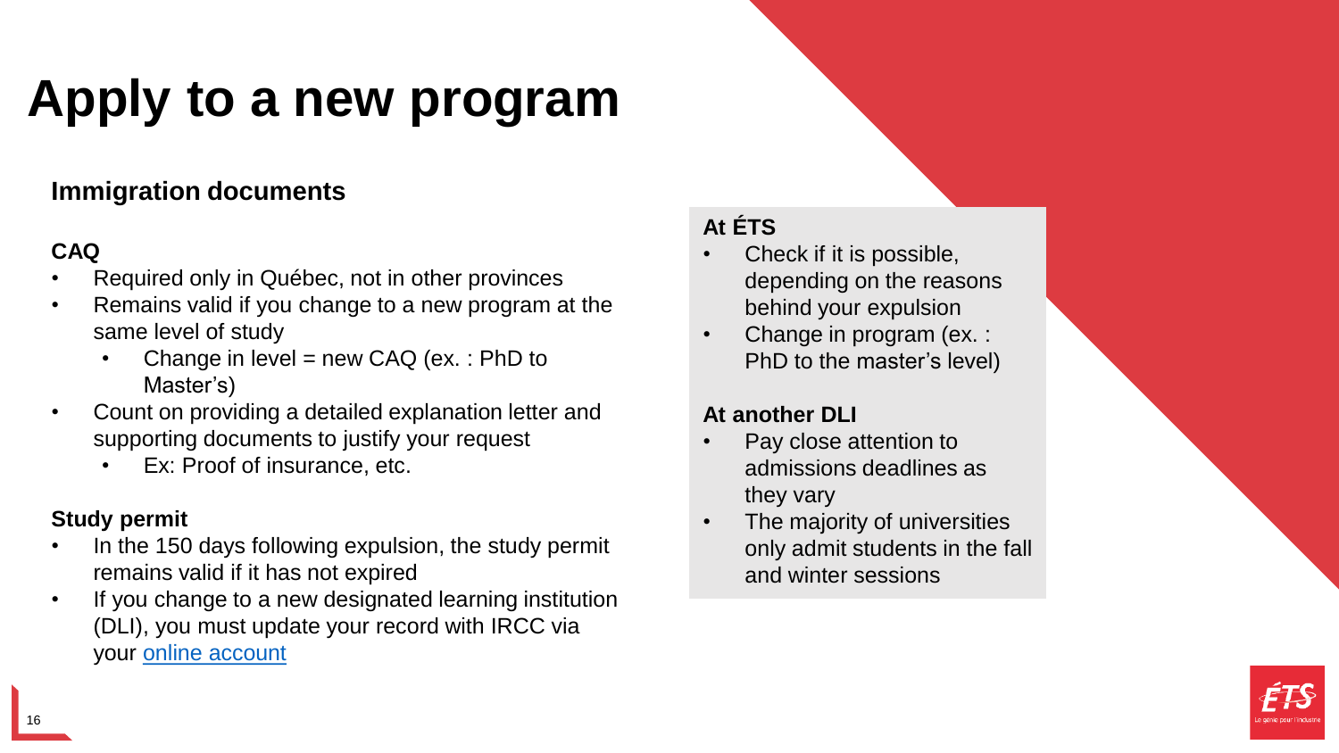# Apply to a new program

## Immigration documents

### CAQ

- Required only in Québec, not in other provinces
- Remains valid if you change to a new program at the same level of study
  - Change in level = new CAQ (ex. : PhD to Master's)
- Count on providing a detailed explanation letter and supporting documents to justify your request
  - Ex: Proof of insurance, etc.

### Study permit

- In the 150 days following expulsion, the study permit remains valid if it has not expired
- If you change to a new designated learning institution (DLI), you must update your record with IRCC via your [online account]

### At ÉTS

- Check if it is possible, depending on the reasons behind your expulsion
- Change in program (ex. : PhD to the master's level)

### At another DLI

- Pay close attention to admissions deadlines as they vary
- The majority of universities only admit students in the fall and winter sessions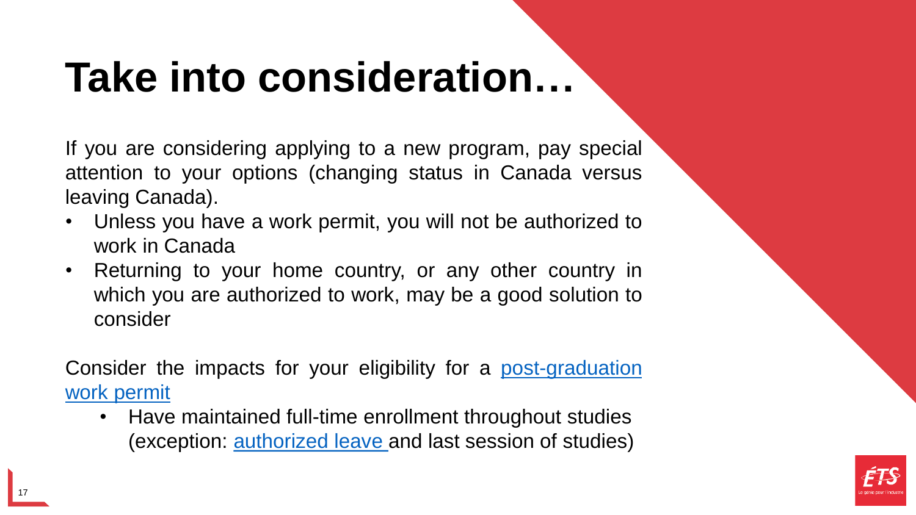# Take into consideration…

If you are considering applying to a new program, pay special attention to your options (changing status in Canada versus leaving Canada).

- Unless you have a work permit, you will not be authorized to work in Canada
- Returning to your home country, or any other country in which you are authorized to work, may be a good solution to consider

Consider the impacts for your eligibility for a post-graduation work permit

- Have maintained full-time enrollment throughout studies (exception: authorized leave and last session of studies)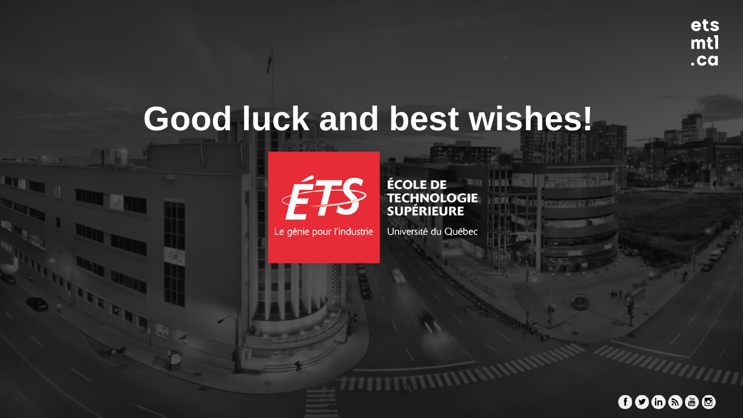# Good luck and best wishes!

ÉTS

Le génie pour l'industrie

ÉCOLE DE TECHNOLOGIE SUPÉRIEURE

Université du Québec

etsmtl.ca